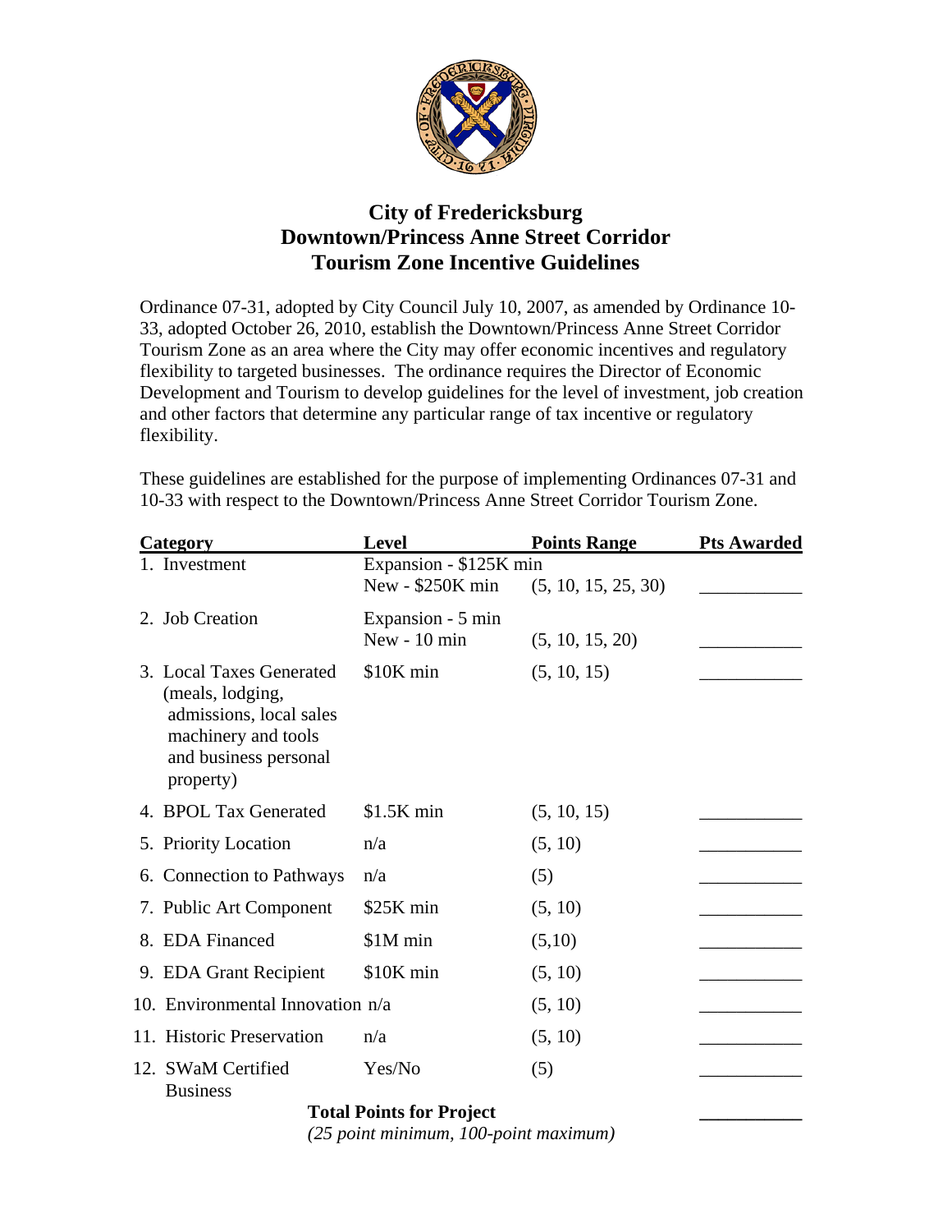# City of Fredericksburg
# Downtown/Princess Anne Street Corridor
# Tourism Zone Incentive Guidelines

Ordinance 07-31, adopted by City Council July 10, 2007, as amended by Ordinance 10-33, adopted October 26, 2010, establish the Downtown/Princess Anne Street Corridor Tourism Zone as an area where the City may offer economic incentives and regulatory flexibility to targeted businesses. The ordinance requires the Director of Economic Development and Tourism to develop guidelines for the level of investment, job creation and other factors that determine any particular range of tax incentive or regulatory flexibility.

These guidelines are established for the purpose of implementing Ordinances 07-31 and 10-33 with respect to the Downtown/Princess Anne Street Corridor Tourism Zone.

| Category | Level | Points Range | Pts Awarded |
|---|---|---|---|
| 1. Investment | Expansion - $125K min<br>New - $250K min | (5, 10, 15, 25, 30) | ___________ |
| 2. Job Creation | Expansion - 5 min<br>New - 10 min | (5, 10, 15, 20) | ___________ |
| 3. Local Taxes Generated (meals, lodging, admissions, local sales machinery and tools and business personal property) | $10K min | (5, 10, 15) | ___________ |
| 4. BPOL Tax Generated | $1.5K min | (5, 10, 15) | ___________ |
| 5. Priority Location | n/a | (5, 10) | ___________ |
| 6. Connection to Pathways | n/a | (5) | ___________ |
| 7. Public Art Component | $25K min | (5, 10) | ___________ |
| 8. EDA Financed | $1M min | (5,10) | ___________ |
| 9. EDA Grant Recipient | $10K min | (5, 10) | ___________ |
| 10. Environmental Innovation | n/a | (5, 10) | ___________ |
| 11. Historic Preservation | n/a | (5, 10) | ___________ |
| 12. SWaM Certified Business | Yes/No | (5) | ___________ |
| | **Total Points for Project**<br>*(25 point minimum, 100-point maximum)* | | ___________ |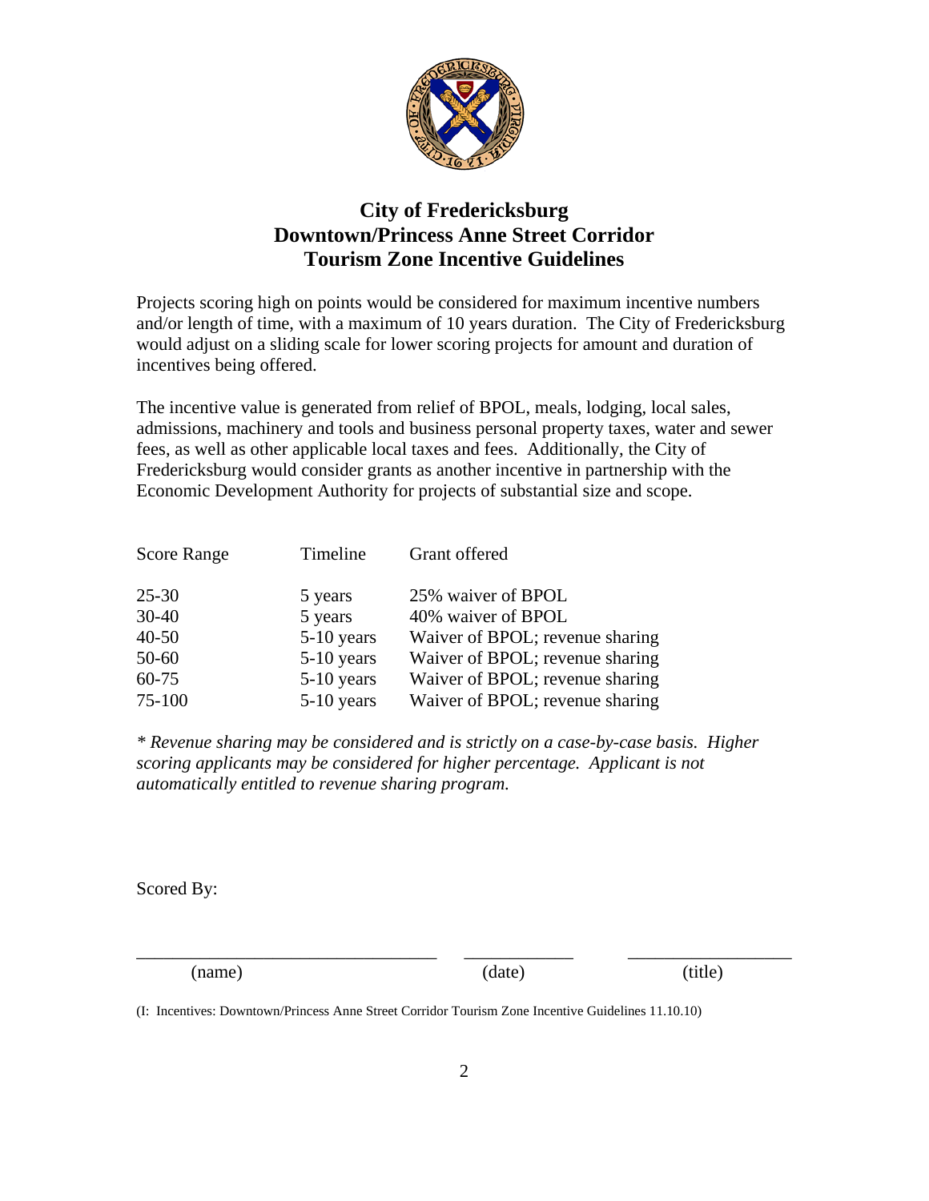# City of Fredericksburg
# Downtown/Princess Anne Street Corridor
# Tourism Zone Incentive Guidelines

Projects scoring high on points would be considered for maximum incentive numbers and/or length of time, with a maximum of 10 years duration. The City of Fredericksburg would adjust on a sliding scale for lower scoring projects for amount and duration of incentives being offered.

The incentive value is generated from relief of BPOL, meals, lodging, local sales, admissions, machinery and tools and business personal property taxes, water and sewer fees, as well as other applicable local taxes and fees. Additionally, the City of Fredericksburg would consider grants as another incentive in partnership with the Economic Development Authority for projects of substantial size and scope.

| Score Range | Timeline | Grant offered |
|---|---|---|
| 25-30 | 5 years | 25% waiver of BPOL |
| 30-40 | 5 years | 40% waiver of BPOL |
| 40-50 | 5-10 years | Waiver of BPOL; revenue sharing |
| 50-60 | 5-10 years | Waiver of BPOL; revenue sharing |
| 60-75 | 5-10 years | Waiver of BPOL; revenue sharing |
| 75-100 | 5-10 years | Waiver of BPOL; revenue sharing |

*\* Revenue sharing may be considered and is strictly on a case-by-case basis. Higher scoring applicants may be considered for higher percentage. Applicant is not automatically entitled to revenue sharing program.*

Scored By:

\_\_\_\_\_\_\_\_\_\_\_\_\_\_\_\_\_\_\_\_\_\_\_\_\_\_\_\_\_\_\_\_ \_\_\_\_\_\_\_\_\_\_\_\_ \_\_\_\_\_\_\_\_\_\_\_\_\_\_\_\_\_\_

(name) (date) (title)

(I: Incentives: Downtown/Princess Anne Street Corridor Tourism Zone Incentive Guidelines 11.10.10)